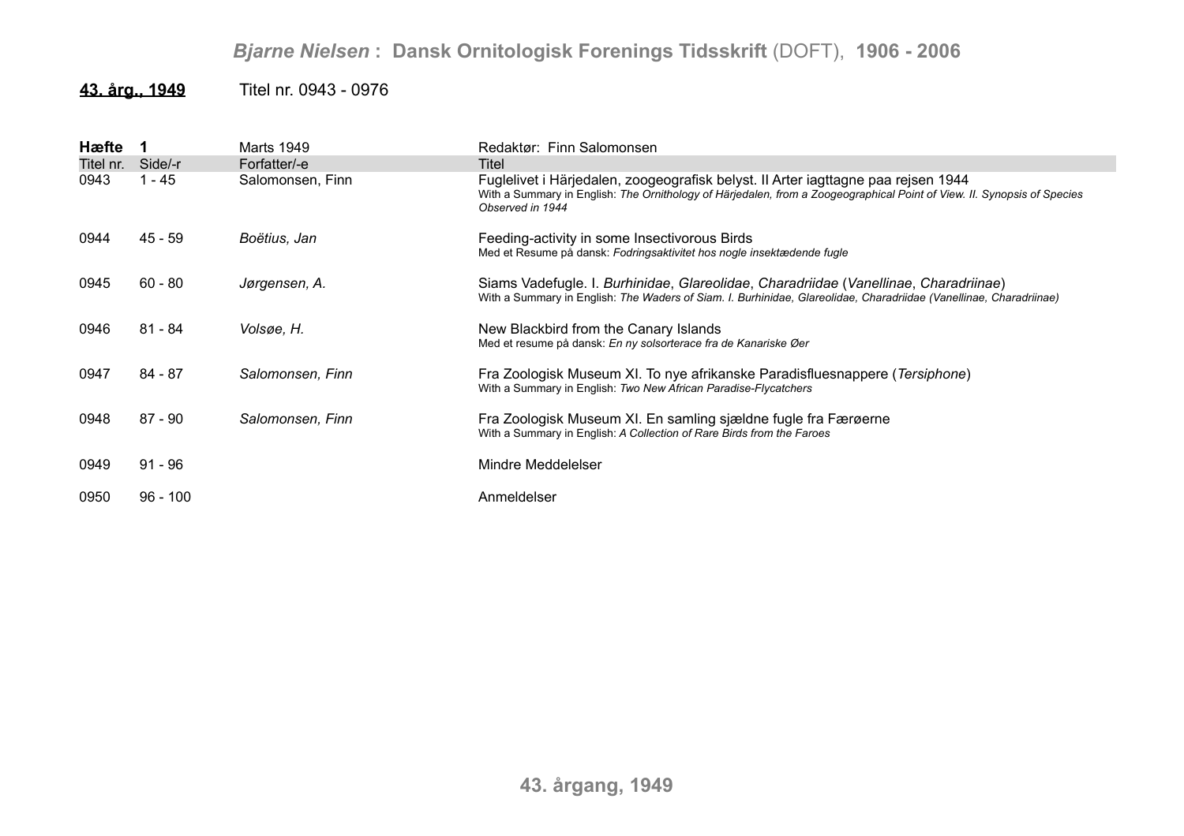**43. årg., 1949** Titel nr. 0943 - 0976

**Hæfte 1** Marts 1949 Redaktør: Finn Salomonsen

| Titel nr. | Side/-r | Forfatter/-e | Titel |
|---|---|---|---|
| 0943 | 1 - 45 | Salomonsen, Finn | Fuglelivet i Härjedalen, zoogeografisk belyst. II Arter iagttagne paa rejsen 1944<br>With a Summary in English: *The Ornithology of Härjedalen, from a Zoogeographical Point of View. II. Synopsis of Species Observed in 1944* |
| 0944 | 45 - 59 | *Boëtius, Jan* | Feeding-activity in some Insectivorous Birds<br>Med et Resume på dansk: *Fodringsaktivitet hos nogle insektædende fugle* |
| 0945 | 60 - 80 | *Jørgensen, A.* | Siams Vadefugle. I. *Burhinidae*, *Glareolidae*, *Charadriidae* (*Vanellinae*, *Charadriinae*)<br>With a Summary in English: *The Waders of Siam. I. Burhinidae, Glareolidae, Charadriidae (Vanellinae, Charadriinae)* |
| 0946 | 81 - 84 | *Volsøe, H.* | New Blackbird from the Canary Islands<br>Med et resume på dansk: *En ny solsorterace fra de Kanariske Øer* |
| 0947 | 84 - 87 | *Salomonsen, Finn* | Fra Zoologisk Museum XI. To nye afrikanske Paradisfluesnappere (*Tersiphone*)<br>With a Summary in English: *Two New African Paradise-Flycatchers* |
| 0948 | 87 - 90 | *Salomonsen, Finn* | Fra Zoologisk Museum XI. En samling sjældne fugle fra Færøerne<br>With a Summary in English: *A Collection of Rare Birds from the Faroes* |
| 0949 | 91 - 96 | | Mindre Meddelelser |
| 0950 | 96 - 100 | | Anmeldelser |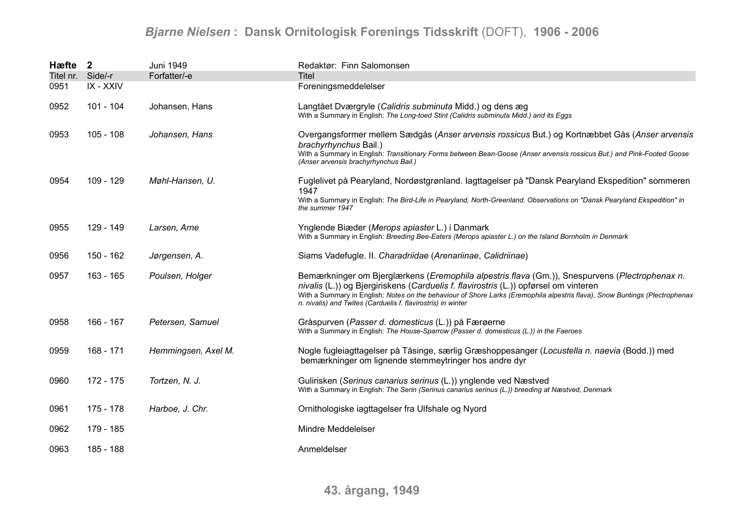| Hæfte | 2 | Juni 1949 | Redaktør: Finn Salomonsen |
|---|---|---|---|
| Titel nr. | Side/-r | Forfatter/-e | Titel |
| 0951 | IX - XXIV | | Foreningsmeddelelser |
| 0952 | 101 - 104 | Johansen, Hans | Langtået Dværgryle (*Calidris subminuta* Midd.) og dens æg<br>With a Summary in English: *The Long-toed Stint (Calidris subminuta Midd.) and its Eggs* |
| 0953 | 105 - 108 | *Johansen, Hans* | Overgangsformer mellem Sædgås (*Anser arvensis rossicus* But.) og Kortnæbbet Gås (*Anser arvensis brachyrhynchus* Bail.)<br>With a Summary in English: *Transitionary Forms between Bean-Goose (Anser arvensis rossicus But.) and Pink-Footed Goose (Anser arvensis brachyrhynchus Bail.)* |
| 0954 | 109 - 129 | *Møhl-Hansen, U.* | Fuglelivet på Pearyland, Nordøstgrønland. Iagttagelser på "Dansk Pearyland Ekspedition" sommeren 1947<br>With a Summary in English: *The Bird-Life in Pearyland, North-Greenland. Observations on "Dansk Pearyland Ekspedition" in the summer 1947* |
| 0955 | 129 - 149 | *Larsen, Arne* | Ynglende Biæder (*Merops apiaster* L.) i Danmark<br>With a Summary in English: *Breeding Bee-Eaters (Merops apiaster L.) on the Island Bornholm in Denmark* |
| 0956 | 150 - 162 | *Jørgensen, A.* | Siams Vadefugle. II. *Charadriidae* (*Arenariinae*, *Calidriinae*) |
| 0957 | 163 - 165 | *Poulsen, Holger* | Bemærkninger om Bjerglærkens (*Eremophila alpestris flava* (Gm.)), Snespurvens (*Plectrophenax n. nivalis* (L.)) og Bjergiriskens (*Carduelis f. flavirostris* (L.)) opførsel om vinteren<br>With a Summary in English: *Notes on the behaviour of Shore Larks (Eremophila alpestris flava), Snow Buntings (Plectrophenax n. nivalis) and Twites (Carduelis f. flavirostris) in winter* |
| 0958 | 166 - 167 | *Petersen, Samuel* | Gråspurven (*Passer d. domesticus* (L.)) på Færøerne<br>With a Summary in English: *The House-Sparrow (Passer d. domesticus (L.)) in the Faeroes* |
| 0959 | 168 - 171 | *Hemmingsen, Axel M.* | Nogle fugleiagttagelser på Tåsinge, særlig Græshoppesanger (*Locustella n. naevia* (Bodd.)) med bemærkninger om lignende stemmeytringer hos andre dyr |
| 0960 | 172 - 175 | *Tortzen, N. J.* | Gulirisken (*Serinus canarius serinus* (L.)) ynglende ved Næstved<br>With a Summary in English: *The Serin (Serinus canarius serinus (L.)) breeding at Næstved, Denmark* |
| 0961 | 175 - 178 | *Harboe, J. Chr.* | Ornithologiske iagttagelser fra Ulfshale og Nyord |
| 0962 | 179 - 185 | | Mindre Meddelelser |
| 0963 | 185 - 188 | | Anmeldelser |

**43. årgang, 1949**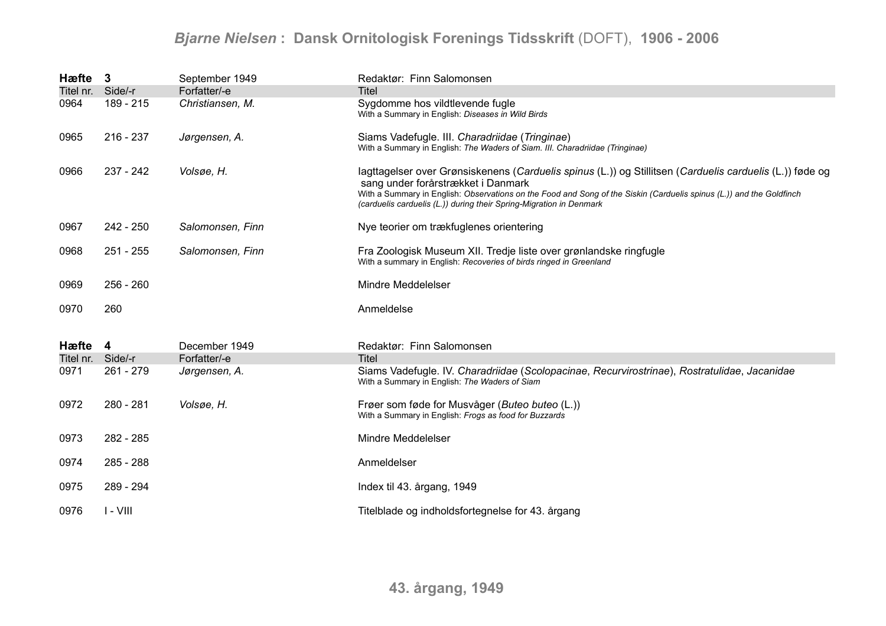| Hæfte 3 | | September 1949 | Redaktør: Finn Salomonsen |
|---|---|---|---|
| Titel nr. | Side/-r | Forfatter/-e | Titel |
| 0964 | 189 - 215 | *Christiansen, M.* | Sygdomme hos vildtlevende fugle<br>With a Summary in English: *Diseases in Wild Birds* |
| 0965 | 216 - 237 | *Jørgensen, A.* | Siams Vadefugle. III. *Charadriidae* (*Tringinae*)<br>With a Summary in English: *The Waders of Siam. III. Charadriidae (Tringinae)* |
| 0966 | 237 - 242 | *Volsøe, H.* | Iagttagelser over Grønsiskenens (*Carduelis spinus* (L.)) og Stillitsen (*Carduelis carduelis* (L.)) føde og sang under forårstrækket i Danmark<br>With a Summary in English: *Observations on the Food and Song of the Siskin (Carduelis spinus (L.)) and the Goldfinch (carduelis carduelis (L.)) during their Spring-Migration in Denmark* |
| 0967 | 242 - 250 | *Salomonsen, Finn* | Nye teorier om trækfuglenes orientering |
| 0968 | 251 - 255 | *Salomonsen, Finn* | Fra Zoologisk Museum XII. Tredje liste over grønlandske ringfugle<br>With a summary in English: *Recoveries of birds ringed in Greenland* |
| 0969 | 256 - 260 | | Mindre Meddelelser |
| 0970 | 260 | | Anmeldelse |

| Hæfte 4 | | December 1949 | Redaktør: Finn Salomonsen |
|---|---|---|---|
| Titel nr. | Side/-r | Forfatter/-e | Titel |
| 0971 | 261 - 279 | *Jørgensen, A.* | Siams Vadefugle. IV. *Charadriidae* (*Scolopacinae*, *Recurvirostrinae*), *Rostratulidae*, *Jacanidae*<br>With a Summary in English: *The Waders of Siam* |
| 0972 | 280 - 281 | *Volsøe, H.* | Frøer som føde for Musvåger (*Buteo buteo* (L.))<br>With a Summary in English: *Frogs as food for Buzzards* |
| 0973 | 282 - 285 | | Mindre Meddelelser |
| 0974 | 285 - 288 | | Anmeldelser |
| 0975 | 289 - 294 | | Index til 43. årgang, 1949 |
| 0976 | I - VIII | | Titelblade og indholdsfortegnelse for 43. årgang |

**43. årgang, 1949**